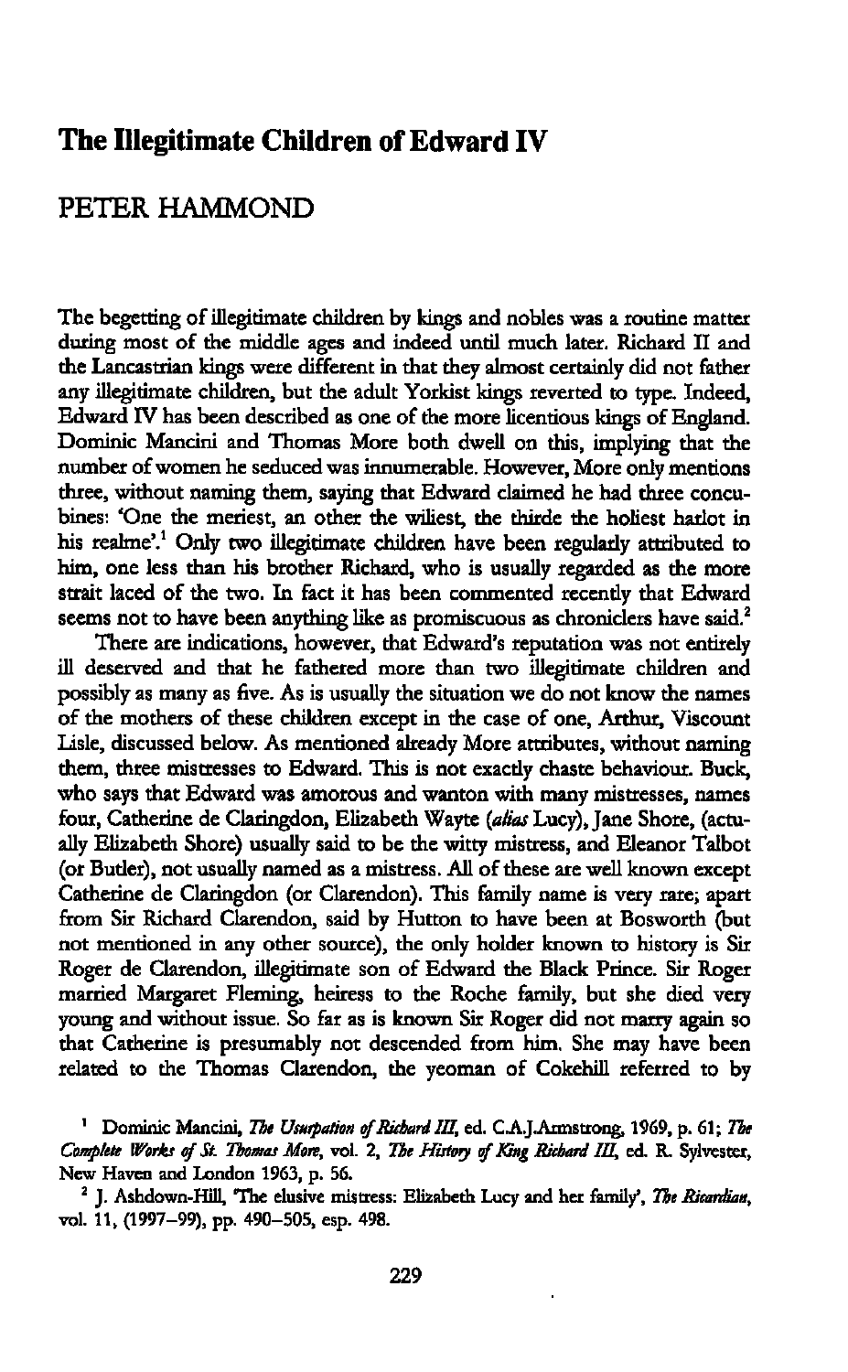# The Illegitimate Children of Edward IV

## PETER HAMMOND

The begetting of illegitimate children by kings and nobles was a routine matter during most of the middle ages and indeed until much later. Richard II and the Lancastrian kings were different in that they almost certainly did not father any illegitimate children, but the adult Yorkist kings reverted to type. Indeed, Edward IV has been described as one of the more licentious kings of England. Dominic Mancini and Thomas More both dwell on this, implying that the number of women he seduced was innumerable. However, More only mentions three, without naming them, saying that Edward claimed he had three concubines: 'One the meriest, an other the wiliest, the thirde the holiest harlot in his realme'.[1] Only two illegitimate children have been regularly attributed to him, one less than his brother Richard, who is usually regarded as the more strait laced of the two. In fact it has been commented recently that Edward seems not to have been anything like as promiscuous as chroniclers have said.[2]

There are indications, however, that Edward's reputation was not entirely ill deserved and that he fathered more than two illegitimate children and possibly as many as five. As is usually the situation we do not know the names of the mothers of these children except in the case of one, Arthur, Viscount Lisle, discussed below. As mentioned already More attributes, without naming them, three mistresses to Edward. This is not exactly chaste behaviour. Buck, who says that Edward was amorous and wanton with many mistresses, names four, Catherine de Claringdon, Elizabeth Wayte (*alias* Lucy), Jane Shore, (actually Elizabeth Shore) usually said to be the witty mistress, and Eleanor Talbot (or Butler), not usually named as a mistress. All of these are well known except Catherine de Claringdon (or Clarendon). This family name is very rare; apart from Sir Richard Clarendon, said by Hutton to have been at Bosworth (but not mentioned in any other source), the only holder known to history is Sir Roger de Clarendon, illegitimate son of Edward the Black Prince. Sir Roger married Margaret Fleming, heiress to the Roche family, but she died very young and without issue. So far as is known Sir Roger did not marry again so that Catherine is presumably not descended from him. She may have been related to the Thomas Clarendon, the yeoman of Cokehill referred to by

[1] Dominic Mancini, *The Usurpation of Richard III*, ed. C.A.J.Armstrong, 1969, p. 61; *The Complete Works of St. Thomas More*, vol. 2, *The History of King Richard III*, ed. R. Sylvester, New Haven and London 1963, p. 56.

[2] J. Ashdown-Hill, 'The elusive mistress: Elizabeth Lucy and her family', *The Ricardian*, vol. 11, (1997–99), pp. 490–505, esp. 498.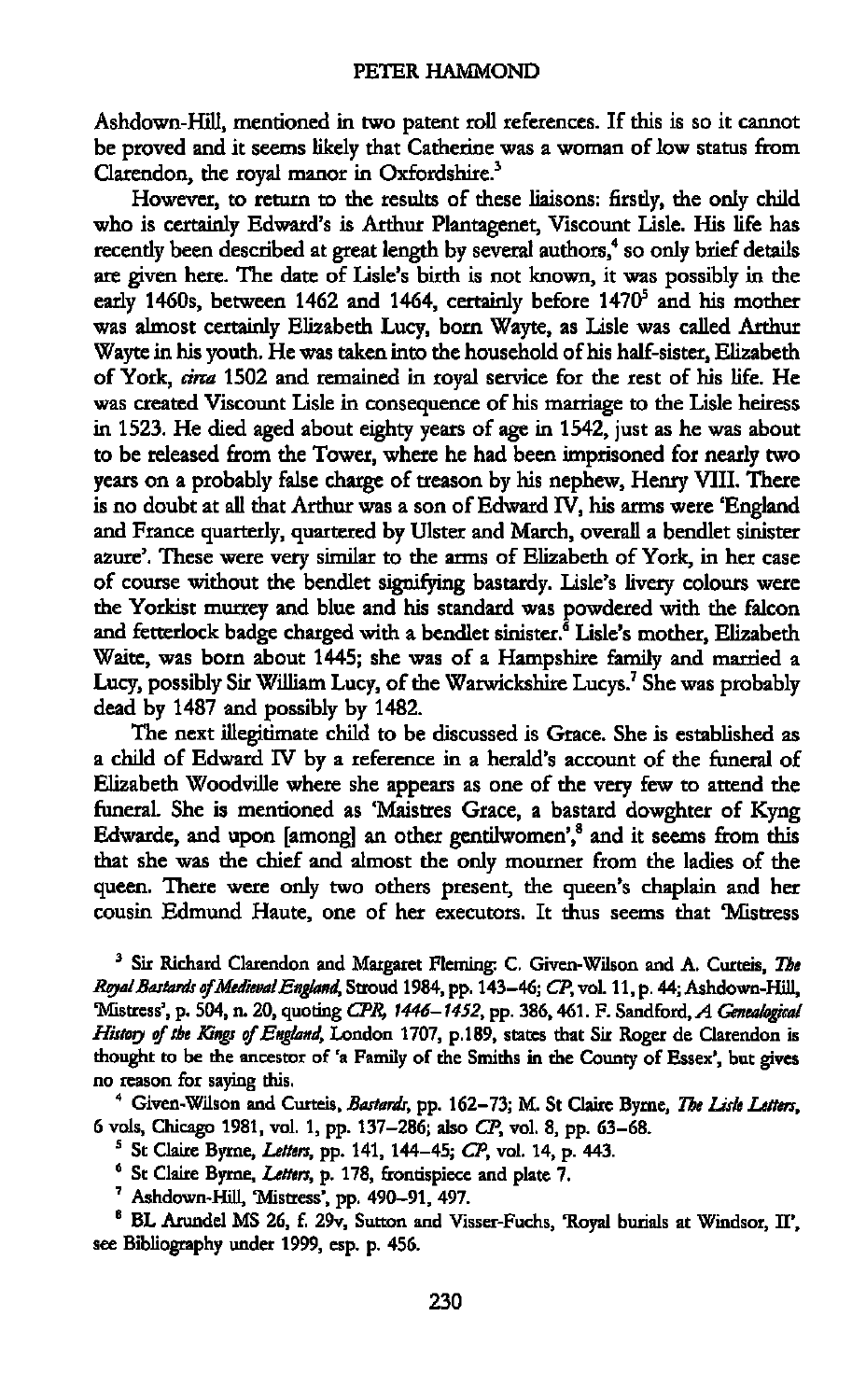Ashdown-Hill, mentioned in two patent roll references. If this is so it cannot be proved and it seems likely that Catherine was a woman of low status from Clarendon, the royal manor in Oxfordshire.[3]

However, to return to the results of these liaisons: firstly, the only child who is certainly Edward's is Arthur Plantagenet, Viscount Lisle. His life has recently been described at great length by several authors,[4] so only brief details are given here. The date of Lisle's birth is not known, it was possibly in the early 1460s, between 1462 and 1464, certainly before 1470[5] and his mother was almost certainly Elizabeth Lucy, born Wayte, as Lisle was called Arthur Wayte in his youth. He was taken into the household of his half-sister, Elizabeth of York, *circa* 1502 and remained in royal service for the rest of his life. He was created Viscount Lisle in consequence of his marriage to the Lisle heiress in 1523. He died aged about eighty years of age in 1542, just as he was about to be released from the Tower, where he had been imprisoned for nearly two years on a probably false charge of treason by his nephew, Henry VIII. There is no doubt at all that Arthur was a son of Edward IV, his arms were 'England and France quarterly, quartered by Ulster and March, overall a bendlet sinister azure'. These were very similar to the arms of Elizabeth of York, in her case of course without the bendlet signifying bastardy. Lisle's livery colours were the Yorkist murrey and blue and his standard was powdered with the falcon and fetterlock badge charged with a bendlet sinister.[6] Lisle's mother, Elizabeth Waite, was born about 1445; she was of a Hampshire family and married a Lucy, possibly Sir William Lucy, of the Warwickshire Lucys.[7] She was probably dead by 1487 and possibly by 1482.

The next illegitimate child to be discussed is Grace. She is established as a child of Edward IV by a reference in a herald's account of the funeral of Elizabeth Woodville where she appears as one of the very few to attend the funeral. She is mentioned as 'Maistres Grace, a bastard dowghter of Kyng Edwarde, and upon [among] an other gentilwomen',[8] and it seems from this that she was the chief and almost the only mourner from the ladies of the queen. There were only two others present, the queen's chaplain and her cousin Edmund Haute, one of her executors. It thus seems that 'Mistress

[3] Sir Richard Clarendon and Margaret Fleming: C. Given-Wilson and A. Curteis, *The Royal Bastards of Medieval England*, Stroud 1984, pp. 143–46; *CP*, vol. 11, p. 44; Ashdown-Hill, 'Mistress', p. 504, n. 20, quoting *CPR, 1446–1452*, pp. 386, 461. F. Sandford, *A Genealogical History of the Kings of England*, London 1707, p.189, states that Sir Roger de Clarendon is thought to be the ancestor of 'a Family of the Smiths in the County of Essex', but gives no reason for saying this.

[4] Given-Wilson and Curteis, *Bastards*, pp. 162–73; M. St Claire Byrne, *The Lisle Letters*, 6 vols, Chicago 1981, vol. 1, pp. 137–286; also *CP*, vol. 8, pp. 63–68.

[5] St Claire Byrne, *Letters*, pp. 141, 144–45; *CP*, vol. 14, p. 443.

[6] St Claire Byrne, *Letters*, p. 178, frontispiece and plate 7.

[7] Ashdown-Hill, 'Mistress', pp. 490–91, 497.

[8] BL Arundel MS 26, f. 29v, Sutton and Visser-Fuchs, 'Royal burials at Windsor, II', see Bibliography under 1999, esp. p. 456.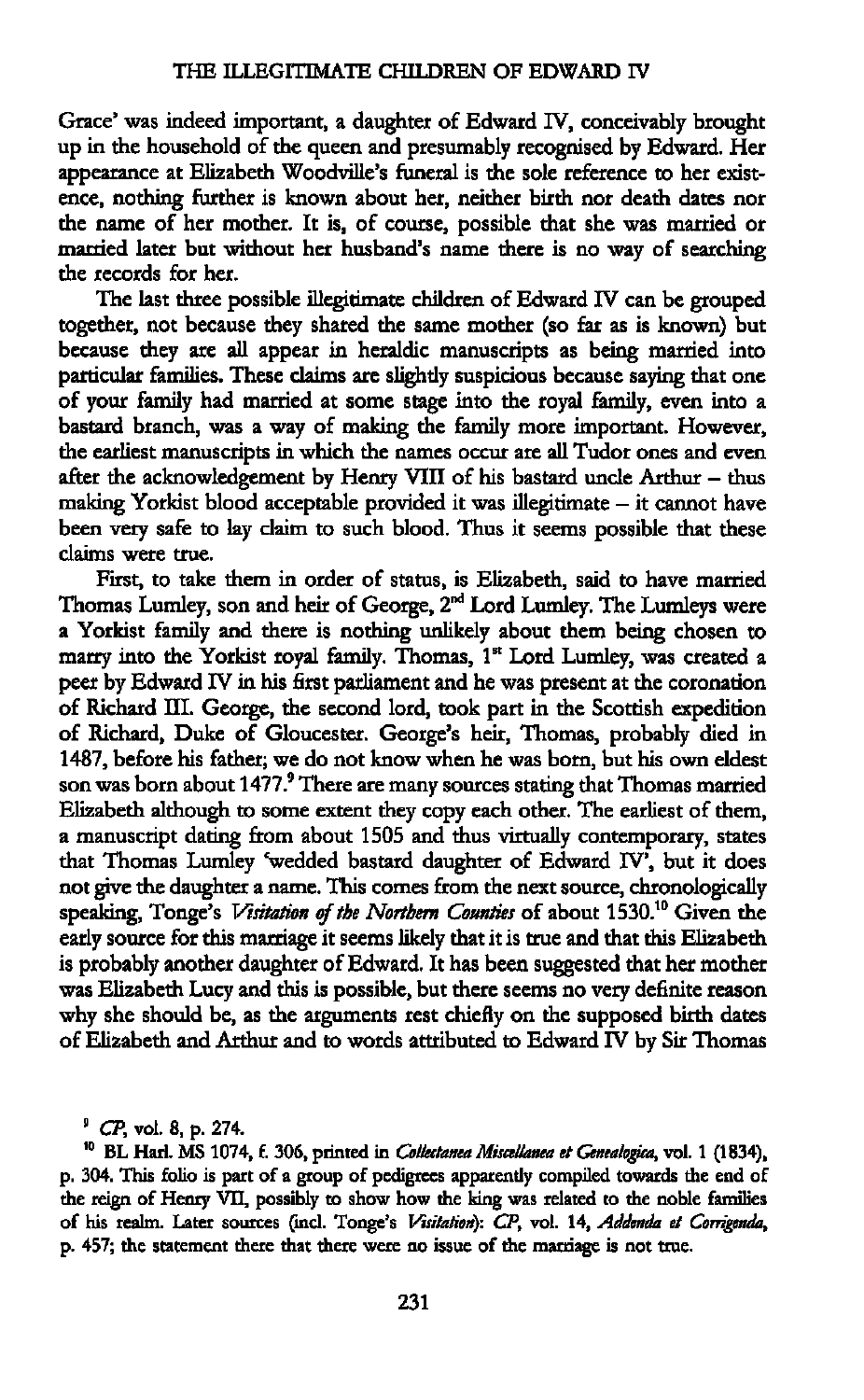Grace' was indeed important, a daughter of Edward IV, conceivably brought up in the household of the queen and presumably recognised by Edward. Her appearance at Elizabeth Woodville's funeral is the sole reference to her existence, nothing further is known about her, neither birth nor death dates nor the name of her mother. It is, of course, possible that she was married or married later but without her husband's name there is no way of searching the records for her.

The last three possible illegitimate children of Edward IV can be grouped together, not because they shared the same mother (so far as is known) but because they are all appear in heraldic manuscripts as being married into particular families. These claims are slightly suspicious because saying that one of your family had married at some stage into the royal family, even into a bastard branch, was a way of making the family more important. However, the earliest manuscripts in which the names occur are all Tudor ones and even after the acknowledgement by Henry VIII of his bastard uncle Arthur – thus making Yorkist blood acceptable provided it was illegitimate – it cannot have been very safe to lay claim to such blood. Thus it seems possible that these claims were true.

First, to take them in order of status, is Elizabeth, said to have married Thomas Lumley, son and heir of George, 2nd Lord Lumley. The Lumleys were a Yorkist family and there is nothing unlikely about them being chosen to marry into the Yorkist royal family. Thomas, 1st Lord Lumley, was created a peer by Edward IV in his first parliament and he was present at the coronation of Richard III. George, the second lord, took part in the Scottish expedition of Richard, Duke of Gloucester. George's heir, Thomas, probably died in 1487, before his father; we do not know when he was born, but his own eldest son was born about 1477.[9] There are many sources stating that Thomas married Elizabeth although to some extent they copy each other. The earliest of them, a manuscript dating from about 1505 and thus virtually contemporary, states that Thomas Lumley 'wedded bastard daughter of Edward IV', but it does not give the daughter a name. This comes from the next source, chronologically speaking, Tonge's *Visitation of the Northern Counties* of about 1530.[10] Given the early source for this marriage it seems likely that it is true and that this Elizabeth is probably another daughter of Edward. It has been suggested that her mother was Elizabeth Lucy and this is possible, but there seems no very definite reason why she should be, as the arguments rest chiefly on the supposed birth dates of Elizabeth and Arthur and to words attributed to Edward IV by Sir Thomas

[9] *CP*, vol. 8, p. 274.

[10] BL Harl. MS 1074, f. 306, printed in *Collectanea Miscellanea et Genealogica*, vol. 1 (1834), p. 304. This folio is part of a group of pedigrees apparently compiled towards the end of the reign of Henry VII, possibly to show how the king was related to the noble families of his realm. Later sources (incl. Tonge's *Visitation*): *CP*, vol. 14, *Addenda et Corrigenda*, p. 457; the statement there that there were no issue of the marriage is not true.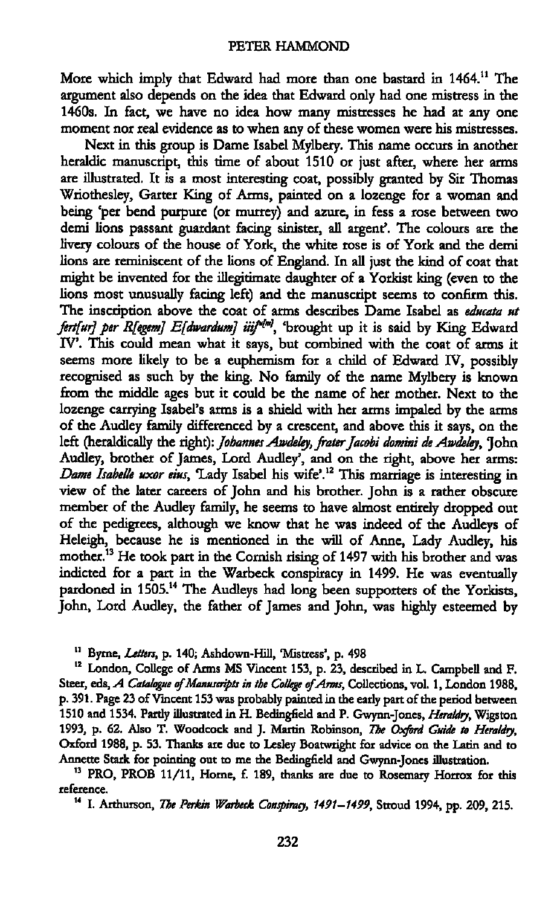More which imply that Edward had more than one bastard in 1464.[11] The argument also depends on the idea that Edward only had one mistress in the 1460s. In fact, we have no idea how many mistresses he had at any one moment nor real evidence as to when any of these women were his mistresses.

Next in this group is Dame Isabel Mylbery. This name occurs in another heraldic manuscript, this time of about 1510 or just after, where her arms are illustrated. It is a most interesting coat, possibly granted by Sir Thomas Wriothesley, Garter King of Arms, painted on a lozenge for a woman and being 'per bend purpure (or murrey) and azure, in fess a rose between two demi lions passant guardant facing sinister, all argent'. The colours are the livery colours of the house of York, the white rose is of York and the demi lions are reminiscent of the lions of England. In all just the kind of coat that might be invented for the illegitimate daughter of a Yorkist king (even to the lions most unusually facing left) and the manuscript seems to confirm this. The inscription above the coat of arms describes Dame Isabel as *educata ut fert[ur] per R[egem] E[dwardum] iiij[t[um]]*, 'brought up it is said by King Edward IV'. This could mean what it says, but combined with the coat of arms it seems more likely to be a euphemism for a child of Edward IV, possibly recognised as such by the king. No family of the name Mylbery is known from the middle ages but it could be the name of her mother. Next to the lozenge carrying Isabel's arms is a shield with her arms impaled by the arms of the Audley family differenced by a crescent, and above this it says, on the left (heraldically the right): *Johannes Awdeley, frater Jacobi domini de Awdeley*, 'John Audley, brother of James, Lord Audley', and on the right, above her arms: *Dame Isabelle uxor eius*, 'Lady Isabel his wife'.[12] This marriage is interesting in view of the later careers of John and his brother. John is a rather obscure member of the Audley family, he seems to have almost entirely dropped out of the pedigrees, although we know that he was indeed of the Audleys of Heleigh, because he is mentioned in the will of Anne, Lady Audley, his mother.[13] He took part in the Cornish rising of 1497 with his brother and was indicted for a part in the Warbeck conspiracy in 1499. He was eventually pardoned in 1505.[14] The Audleys had long been supporters of the Yorkists, John, Lord Audley, the father of James and John, was highly esteemed by

[11] Byrne, *Letters*, p. 140; Ashdown-Hill, 'Mistress', p. 498

[12] London, College of Arms MS Vincent 153, p. 23, described in L. Campbell and F. Steer, eds, *A Catalogue of Manuscripts in the College of Arms*, Collections, vol. 1, London 1988, p. 391. Page 23 of Vincent 153 was probably painted in the early part of the period between 1510 and 1534. Partly illustrated in H. Bedingfield and P. Gwynn-Jones, *Heraldry*, Wigston 1993, p. 62. Also T. Woodcock and J. Martin Robinson, *The Oxford Guide to Heraldry*, Oxford 1988, p. 53. Thanks are due to Lesley Boatwright for advice on the Latin and to Annette Stark for pointing out to me the Bedingfield and Gwynn-Jones illustration.

[13] PRO, PROB 11/11, Horne, f. 189, thanks are due to Rosemary Horrox for this reference.

[14] I. Arthurson, *The Perkin Warbeck Conspiracy, 1491–1499*, Stroud 1994, pp. 209, 215.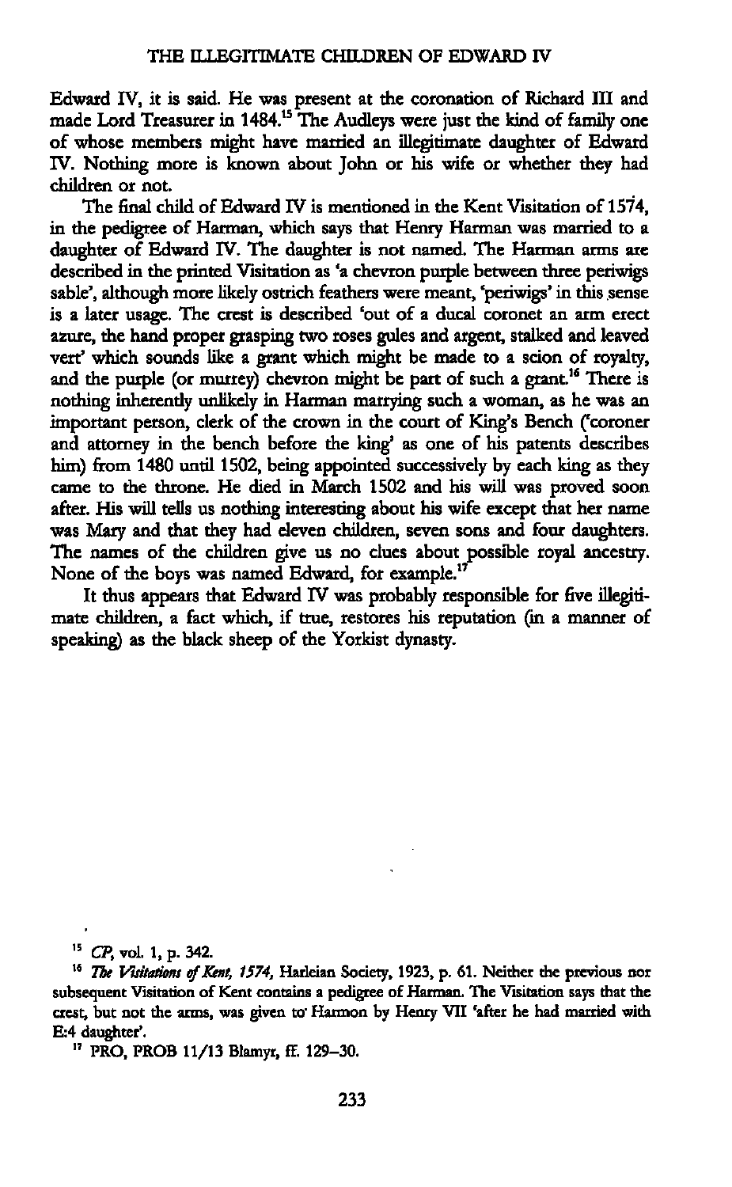Edward IV, it is said. He was present at the coronation of Richard III and made Lord Treasurer in 1484.[15] The Audleys were just the kind of family one of whose members might have married an illegitimate daughter of Edward IV. Nothing more is known about John or his wife or whether they had children or not.

The final child of Edward IV is mentioned in the Kent Visitation of 1574, in the pedigree of Harman, which says that Henry Harman was married to a daughter of Edward IV. The daughter is not named. The Harman arms are described in the printed Visitation as 'a chevron purple between three periwigs sable', although more likely ostrich feathers were meant, 'periwigs' in this sense is a later usage. The crest is described 'out of a ducal coronet an arm erect azure, the hand proper grasping two roses gules and argent, stalked and leaved vert' which sounds like a grant which might be made to a scion of royalty, and the purple (or murrey) chevron might be part of such a grant.[16] There is nothing inherently unlikely in Harman marrying such a woman, as he was an important person, clerk of the crown in the court of King's Bench ('coroner and attorney in the bench before the king' as one of his patents describes him) from 1480 until 1502, being appointed successively by each king as they came to the throne. He died in March 1502 and his will was proved soon after. His will tells us nothing interesting about his wife except that her name was Mary and that they had eleven children, seven sons and four daughters. The names of the children give us no clues about possible royal ancestry. None of the boys was named Edward, for example.[17]

It thus appears that Edward IV was probably responsible for five illegitimate children, a fact which, if true, restores his reputation (in a manner of speaking) as the black sheep of the Yorkist dynasty.

---

[15] *CP*, vol. 1, p. 342.

[16] *The Visitations of Kent, 1574*, Harleian Society, 1923, p. 61. Neither the previous nor subsequent Visitation of Kent contains a pedigree of Harman. The Visitation says that the crest, but not the arms, was given to Harmon by Henry VII 'after he had married with E:4 daughter'.

[17] PRO, PROB 11/13 Blamyr, ff. 129–30.